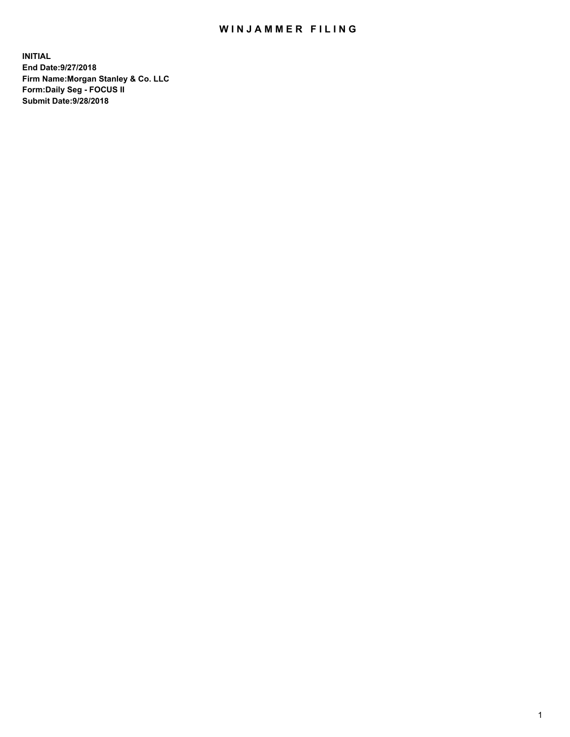# WINJAMMER FILING

**INITIAL**
**End Date:9/27/2018**
**Firm Name:Morgan Stanley & Co. LLC**
**Form:Daily Seg - FOCUS II**
**Submit Date:9/28/2018**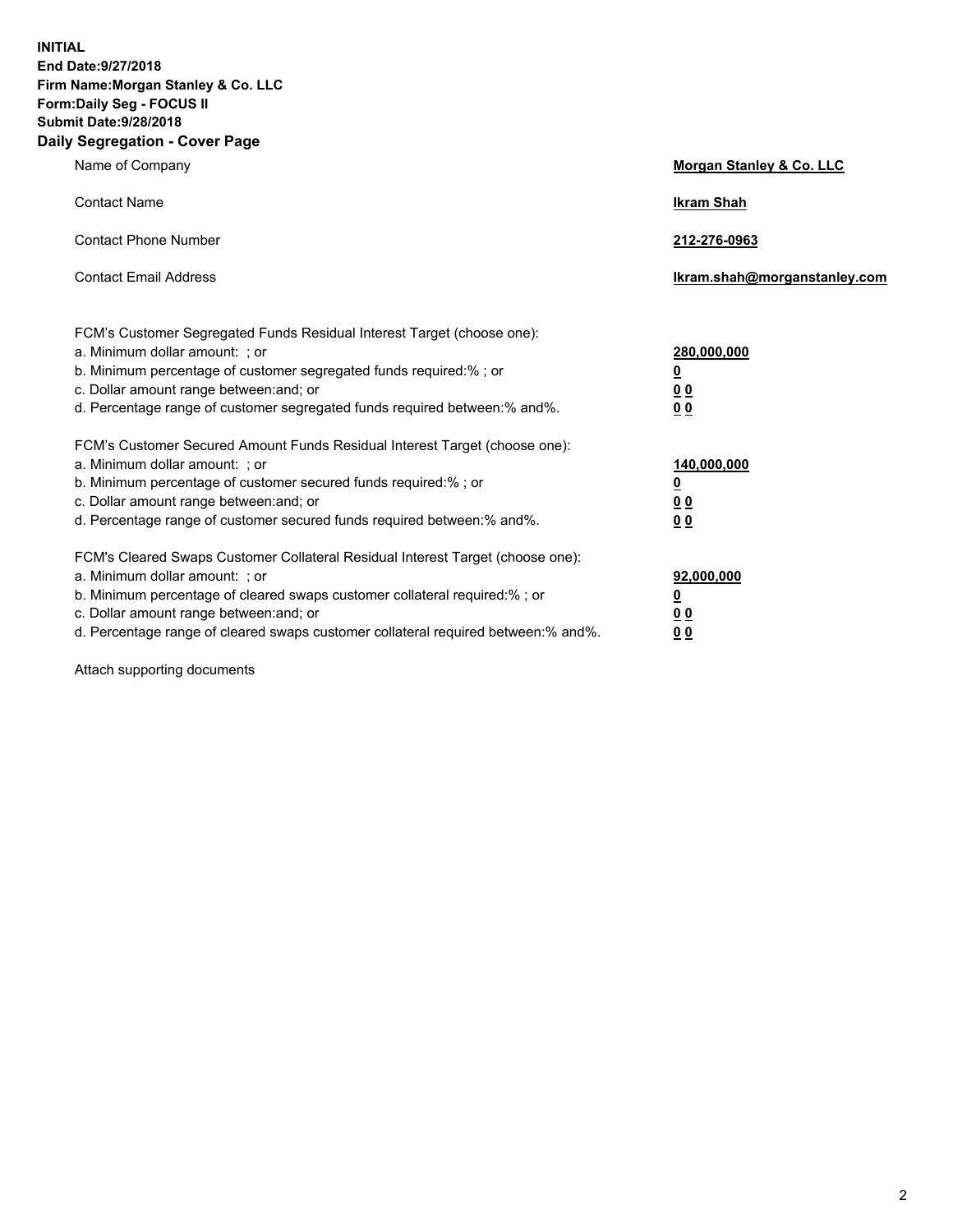**INITIAL**
**End Date:9/27/2018**
**Firm Name:Morgan Stanley & Co. LLC**
**Form:Daily Seg - FOCUS II**
**Submit Date:9/28/2018**

## Daily Segregation - Cover Page

| | |
|---|---|
| Name of Company | **Morgan Stanley & Co. LLC** |
| Contact Name | **Ikram Shah** |
| Contact Phone Number | **212-276-0963** |
| Contact Email Address | **Ikram.shah@morganstanley.com** |

| | |
|---|---|
| FCM's Customer Segregated Funds Residual Interest Target (choose one): | |
| a. Minimum dollar amount: ; or | **280,000,000** |
| b. Minimum percentage of customer segregated funds required:% ; or | **0** |
| c. Dollar amount range between:and; or | **0 0** |
| d. Percentage range of customer segregated funds required between:% and%. | **0 0** |
| FCM's Customer Secured Amount Funds Residual Interest Target (choose one): | |
| a. Minimum dollar amount: ; or | **140,000,000** |
| b. Minimum percentage of customer secured funds required:% ; or | **0** |
| c. Dollar amount range between:and; or | **0 0** |
| d. Percentage range of customer secured funds required between:% and%. | **0 0** |
| FCM's Cleared Swaps Customer Collateral Residual Interest Target (choose one): | |
| a. Minimum dollar amount: ; or | **92,000,000** |
| b. Minimum percentage of cleared swaps customer collateral required:% ; or | **0** |
| c. Dollar amount range between:and; or | **0 0** |
| d. Percentage range of cleared swaps customer collateral required between:% and%. | **0 0** |

Attach supporting documents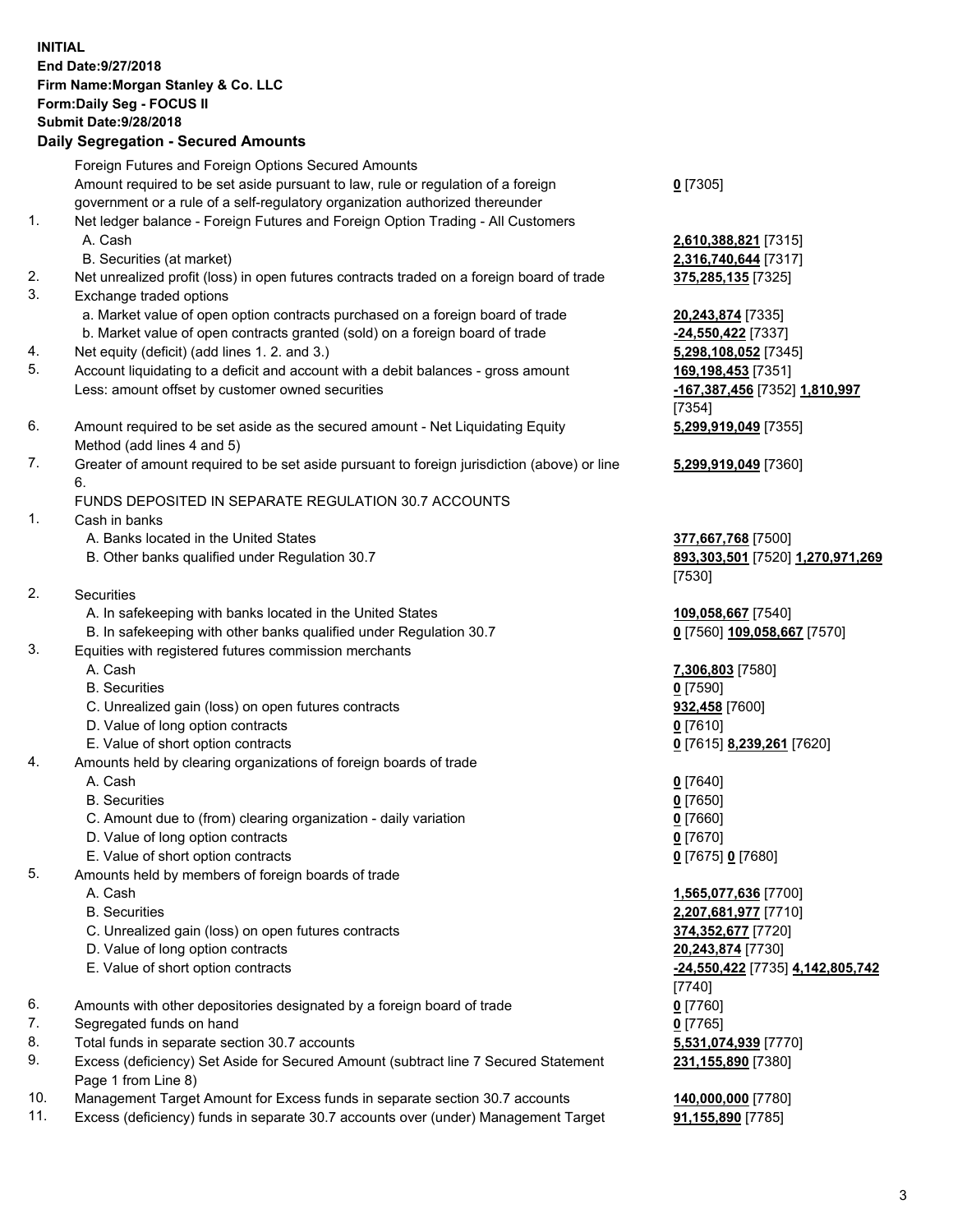**INITIAL**
**End Date:9/27/2018**
**Firm Name:Morgan Stanley & Co. LLC**
**Form:Daily Seg - FOCUS II**
**Submit Date:9/28/2018**

## Daily Segregation - Secured Amounts

| | | |
|---|---|---|
| | Foreign Futures and Foreign Options Secured Amounts | |
| | Amount required to be set aside pursuant to law, rule or regulation of a foreign government or a rule of a self-regulatory organization authorized thereunder | **0** [7305] |
| 1. | Net ledger balance - Foreign Futures and Foreign Option Trading - All Customers | |
| | A. Cash | **2,610,388,821** [7315] |
| | B. Securities (at market) | **2,316,740,644** [7317] |
| 2. | Net unrealized profit (loss) in open futures contracts traded on a foreign board of trade | **375,285,135** [7325] |
| 3. | Exchange traded options | |
| | a. Market value of open option contracts purchased on a foreign board of trade | **20,243,874** [7335] |
| | b. Market value of open contracts granted (sold) on a foreign board of trade | **-24,550,422** [7337] |
| 4. | Net equity (deficit) (add lines 1. 2. and 3.) | **5,298,108,052** [7345] |
| 5. | Account liquidating to a deficit and account with a debit balances - gross amount | **169,198,453** [7351] |
| | Less: amount offset by customer owned securities | **-167,387,456** [7352] **1,810,997** [7354] |
| 6. | Amount required to be set aside as the secured amount - Net Liquidating Equity Method (add lines 4 and 5) | **5,299,919,049** [7355] |
| 7. | Greater of amount required to be set aside pursuant to foreign jurisdiction (above) or line 6. | **5,299,919,049** [7360] |
| | FUNDS DEPOSITED IN SEPARATE REGULATION 30.7 ACCOUNTS | |
| 1. | Cash in banks | |
| | A. Banks located in the United States | **377,667,768** [7500] |
| | B. Other banks qualified under Regulation 30.7 | **893,303,501** [7520] **1,270,971,269** [7530] |
| 2. | Securities | |
| | A. In safekeeping with banks located in the United States | **109,058,667** [7540] |
| | B. In safekeeping with other banks qualified under Regulation 30.7 | **0** [7560] **109,058,667** [7570] |
| 3. | Equities with registered futures commission merchants | |
| | A. Cash | **7,306,803** [7580] |
| | B. Securities | **0** [7590] |
| | C. Unrealized gain (loss) on open futures contracts | **932,458** [7600] |
| | D. Value of long option contracts | **0** [7610] |
| | E. Value of short option contracts | **0** [7615] **8,239,261** [7620] |
| 4. | Amounts held by clearing organizations of foreign boards of trade | |
| | A. Cash | **0** [7640] |
| | B. Securities | **0** [7650] |
| | C. Amount due to (from) clearing organization - daily variation | **0** [7660] |
| | D. Value of long option contracts | **0** [7670] |
| | E. Value of short option contracts | **0** [7675] **0** [7680] |
| 5. | Amounts held by members of foreign boards of trade | |
| | A. Cash | **1,565,077,636** [7700] |
| | B. Securities | **2,207,681,977** [7710] |
| | C. Unrealized gain (loss) on open futures contracts | **374,352,677** [7720] |
| | D. Value of long option contracts | **20,243,874** [7730] |
| | E. Value of short option contracts | **-24,550,422** [7735] **4,142,805,742** [7740] |
| 6. | Amounts with other depositories designated by a foreign board of trade | **0** [7760] |
| 7. | Segregated funds on hand | **0** [7765] |
| 8. | Total funds in separate section 30.7 accounts | **5,531,074,939** [7770] |
| 9. | Excess (deficiency) Set Aside for Secured Amount (subtract line 7 Secured Statement Page 1 from Line 8) | **231,155,890** [7380] |
| 10. | Management Target Amount for Excess funds in separate section 30.7 accounts | **140,000,000** [7780] |
| 11. | Excess (deficiency) funds in separate 30.7 accounts over (under) Management Target | **91,155,890** [7785] |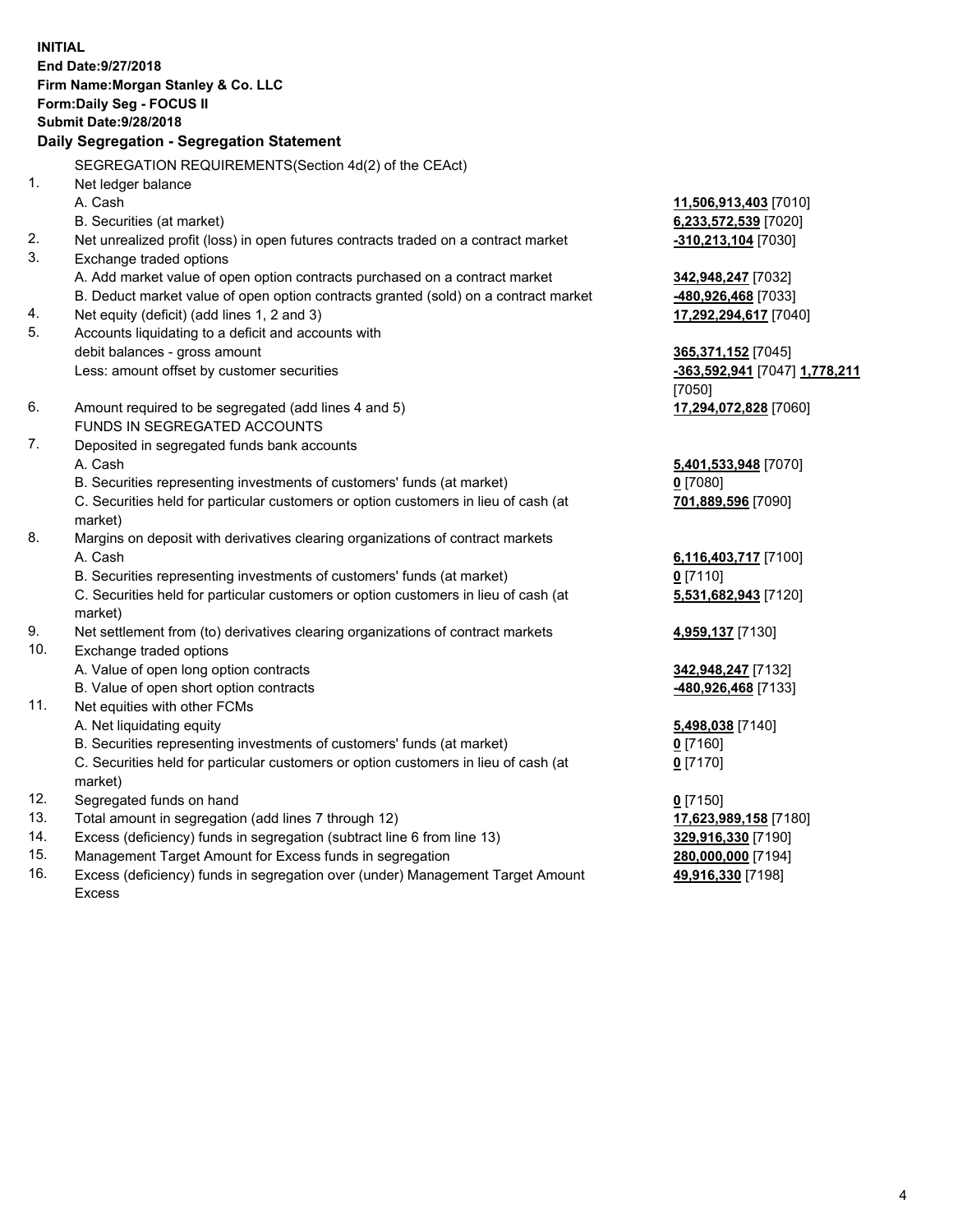**INITIAL**
**End Date:9/27/2018**
**Firm Name:Morgan Stanley & Co. LLC**
**Form:Daily Seg - FOCUS II**
**Submit Date:9/28/2018**

## Daily Segregation - Segregation Statement

SEGREGATION REQUIREMENTS(Section 4d(2) of the CEAct)

| | | |
|---|---|---|
| 1. | Net ledger balance | |
| | A. Cash | **11,506,913,403** [7010] |
| | B. Securities (at market) | **6,233,572,539** [7020] |
| 2. | Net unrealized profit (loss) in open futures contracts traded on a contract market | **-310,213,104** [7030] |
| 3. | Exchange traded options | |
| | A. Add market value of open option contracts purchased on a contract market | **342,948,247** [7032] |
| | B. Deduct market value of open option contracts granted (sold) on a contract market | **-480,926,468** [7033] |
| 4. | Net equity (deficit) (add lines 1, 2 and 3) | **17,292,294,617** [7040] |
| 5. | Accounts liquidating to a deficit and accounts with debit balances - gross amount | **365,371,152** [7045] |
| | Less: amount offset by customer securities | **-363,592,941** [7047] **1,778,211** [7050] |
| 6. | Amount required to be segregated (add lines 4 and 5) | **17,294,072,828** [7060] |
| | FUNDS IN SEGREGATED ACCOUNTS | |
| 7. | Deposited in segregated funds bank accounts | |
| | A. Cash | **5,401,533,948** [7070] |
| | B. Securities representing investments of customers' funds (at market) | **0** [7080] |
| | C. Securities held for particular customers or option customers in lieu of cash (at market) | **701,889,596** [7090] |
| 8. | Margins on deposit with derivatives clearing organizations of contract markets | |
| | A. Cash | **6,116,403,717** [7100] |
| | B. Securities representing investments of customers' funds (at market) | **0** [7110] |
| | C. Securities held for particular customers or option customers in lieu of cash (at market) | **5,531,682,943** [7120] |
| 9. | Net settlement from (to) derivatives clearing organizations of contract markets | **4,959,137** [7130] |
| 10. | Exchange traded options | |
| | A. Value of open long option contracts | **342,948,247** [7132] |
| | B. Value of open short option contracts | **-480,926,468** [7133] |
| 11. | Net equities with other FCMs | |
| | A. Net liquidating equity | **5,498,038** [7140] |
| | B. Securities representing investments of customers' funds (at market) | **0** [7160] |
| | C. Securities held for particular customers or option customers in lieu of cash (at market) | **0** [7170] |
| 12. | Segregated funds on hand | **0** [7150] |
| 13. | Total amount in segregation (add lines 7 through 12) | **17,623,989,158** [7180] |
| 14. | Excess (deficiency) funds in segregation (subtract line 6 from line 13) | **329,916,330** [7190] |
| 15. | Management Target Amount for Excess funds in segregation | **280,000,000** [7194] |
| 16. | Excess (deficiency) funds in segregation over (under) Management Target Amount Excess | **49,916,330** [7198] |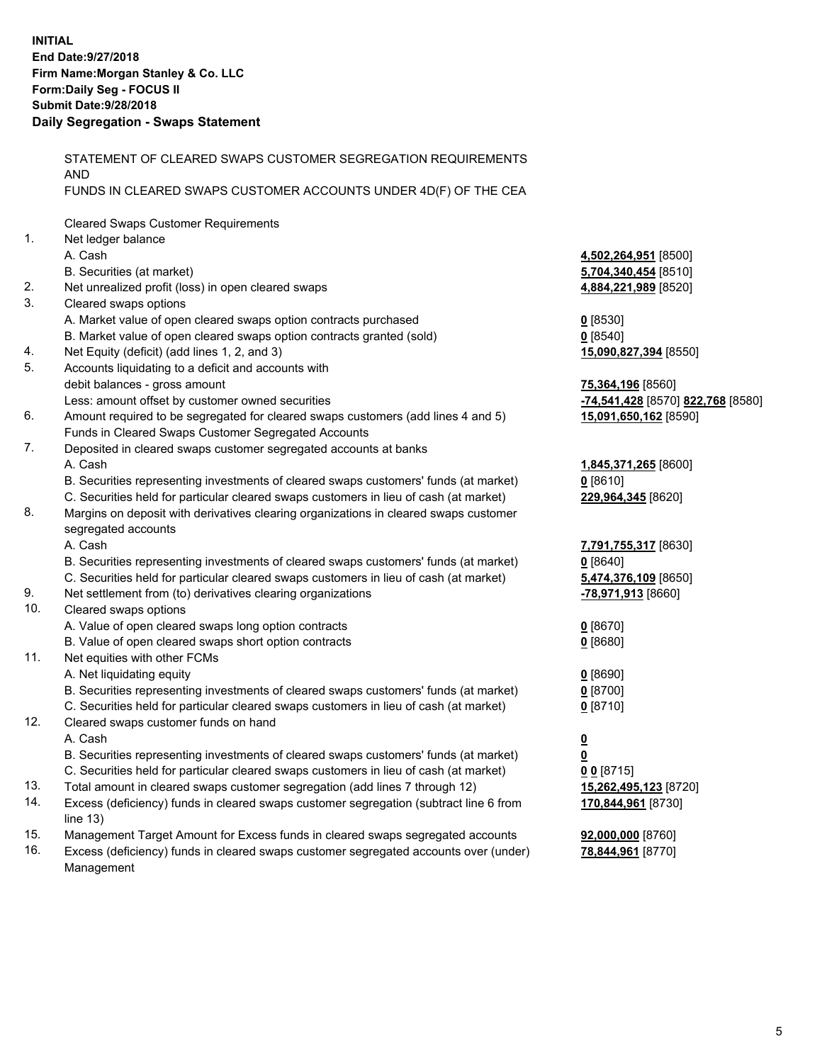**INITIAL**
**End Date:9/27/2018**
**Firm Name:Morgan Stanley & Co. LLC**
**Form:Daily Seg - FOCUS II**
**Submit Date:9/28/2018**
**Daily Segregation - Swaps Statement**

STATEMENT OF CLEARED SWAPS CUSTOMER SEGREGATION REQUIREMENTS AND FUNDS IN CLEARED SWAPS CUSTOMER ACCOUNTS UNDER 4D(F) OF THE CEA

| | | |
|---|---|---|
| | Cleared Swaps Customer Requirements | |
| 1. | Net ledger balance | |
| | A. Cash | **4,502,264,951** [8500] |
| | B. Securities (at market) | **5,704,340,454** [8510] |
| 2. | Net unrealized profit (loss) in open cleared swaps | **4,884,221,989** [8520] |
| 3. | Cleared swaps options | |
| | A. Market value of open cleared swaps option contracts purchased | **0** [8530] |
| | B. Market value of open cleared swaps option contracts granted (sold) | **0** [8540] |
| 4. | Net Equity (deficit) (add lines 1, 2, and 3) | **15,090,827,394** [8550] |
| 5. | Accounts liquidating to a deficit and accounts with | |
| | debit balances - gross amount | **75,364,196** [8560] |
| | Less: amount offset by customer owned securities | **-74,541,428** [8570] **822,768** [8580] |
| 6. | Amount required to be segregated for cleared swaps customers (add lines 4 and 5) | **15,091,650,162** [8590] |
| | Funds in Cleared Swaps Customer Segregated Accounts | |
| 7. | Deposited in cleared swaps customer segregated accounts at banks | |
| | A. Cash | **1,845,371,265** [8600] |
| | B. Securities representing investments of cleared swaps customers' funds (at market) | **0** [8610] |
| | C. Securities held for particular cleared swaps customers in lieu of cash (at market) | **229,964,345** [8620] |
| 8. | Margins on deposit with derivatives clearing organizations in cleared swaps customer segregated accounts | |
| | A. Cash | **7,791,755,317** [8630] |
| | B. Securities representing investments of cleared swaps customers' funds (at market) | **0** [8640] |
| | C. Securities held for particular cleared swaps customers in lieu of cash (at market) | **5,474,376,109** [8650] |
| 9. | Net settlement from (to) derivatives clearing organizations | **-78,971,913** [8660] |
| 10. | Cleared swaps options | |
| | A. Value of open cleared swaps long option contracts | **0** [8670] |
| | B. Value of open cleared swaps short option contracts | **0** [8680] |
| 11. | Net equities with other FCMs | |
| | A. Net liquidating equity | **0** [8690] |
| | B. Securities representing investments of cleared swaps customers' funds (at market) | **0** [8700] |
| | C. Securities held for particular cleared swaps customers in lieu of cash (at market) | **0** [8710] |
| 12. | Cleared swaps customer funds on hand | |
| | A. Cash | **0** |
| | B. Securities representing investments of cleared swaps customers' funds (at market) | **0** |
| | C. Securities held for particular cleared swaps customers in lieu of cash (at market) | **0** **0** [8715] |
| 13. | Total amount in cleared swaps customer segregation (add lines 7 through 12) | **15,262,495,123** [8720] |
| 14. | Excess (deficiency) funds in cleared swaps customer segregation (subtract line 6 from line 13) | **170,844,961** [8730] |
| 15. | Management Target Amount for Excess funds in cleared swaps segregated accounts | **92,000,000** [8760] |
| 16. | Excess (deficiency) funds in cleared swaps customer segregated accounts over (under) Management | **78,844,961** [8770] |